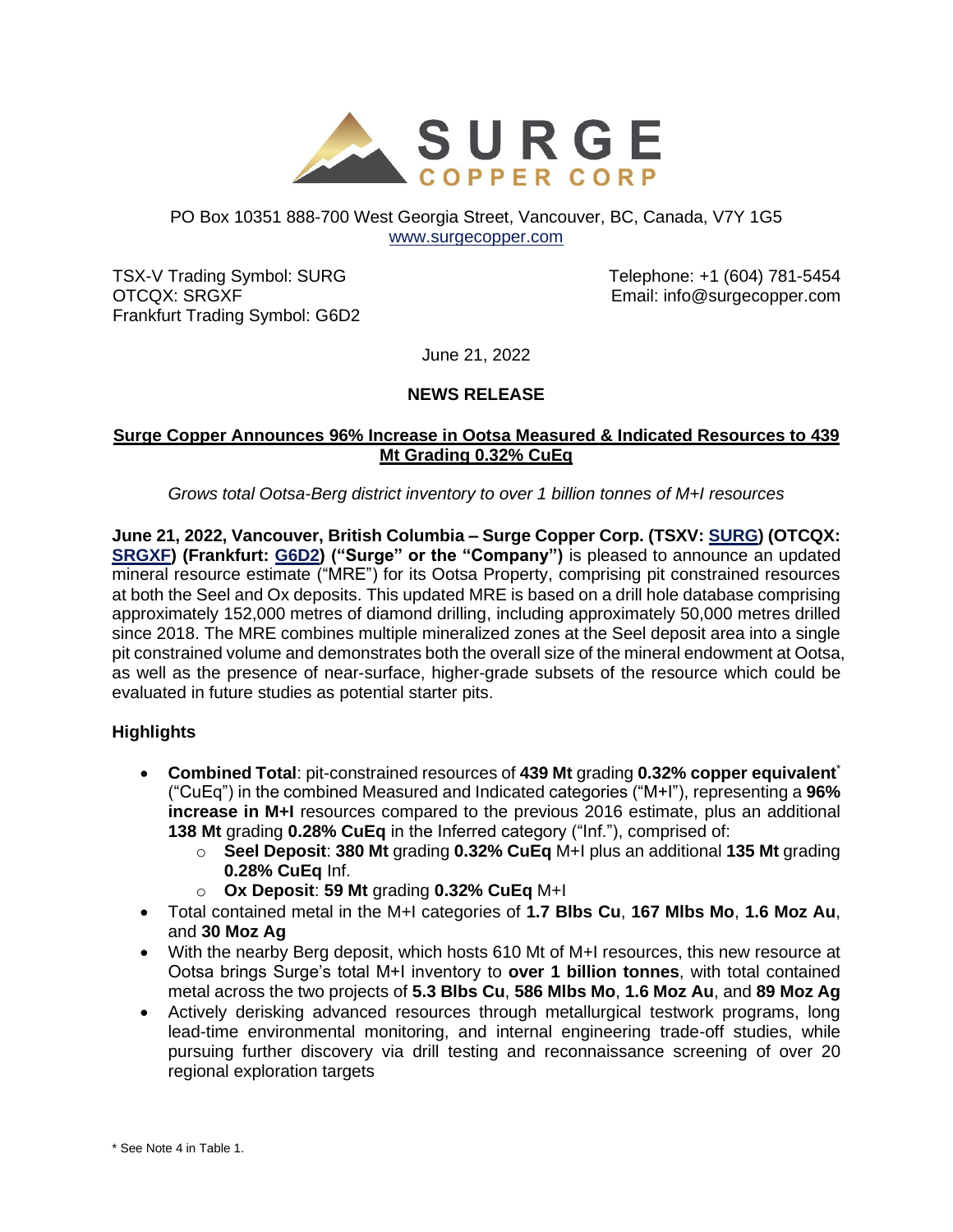# SURGE COPPER CORP

PO Box 10351 888-700 West Georgia Street, Vancouver, BC, Canada, V7Y 1G5
www.surgecopper.com

TSX-V Trading Symbol: SURG
OTCQX: SRGXF
Frankfurt Trading Symbol: G6D2

Telephone: +1 (604) 781-5454
Email: info@surgecopper.com

June 21, 2022

**NEWS RELEASE**

## Surge Copper Announces 96% Increase in Ootsa Measured & Indicated Resources to 439 Mt Grading 0.32% CuEq

*Grows total Ootsa-Berg district inventory to over 1 billion tonnes of M+I resources*

**June 21, 2022, Vancouver, British Columbia – Surge Copper Corp. (TSXV: SURG) (OTCQX: SRGXF) (Frankfurt: G6D2) ("Surge" or the "Company")** is pleased to announce an updated mineral resource estimate ("MRE") for its Ootsa Property, comprising pit constrained resources at both the Seel and Ox deposits. This updated MRE is based on a drill hole database comprising approximately 152,000 metres of diamond drilling, including approximately 50,000 metres drilled since 2018. The MRE combines multiple mineralized zones at the Seel deposit area into a single pit constrained volume and demonstrates both the overall size of the mineral endowment at Ootsa, as well as the presence of near-surface, higher-grade subsets of the resource which could be evaluated in future studies as potential starter pits.

### Highlights

- **Combined Total**: pit-constrained resources of **439 Mt** grading **0.32% copper equivalent**[*] ("CuEq") in the combined Measured and Indicated categories ("M+I"), representing a **96% increase in M+I** resources compared to the previous 2016 estimate, plus an additional **138 Mt** grading **0.28% CuEq** in the Inferred category ("Inf."), comprised of:
  - **Seel Deposit**: **380 Mt** grading **0.32% CuEq** M+I plus an additional **135 Mt** grading **0.28% CuEq** Inf.
  - **Ox Deposit**: **59 Mt** grading **0.32% CuEq** M+I
- Total contained metal in the M+I categories of **1.7 Blbs Cu**, **167 Mlbs Mo**, **1.6 Moz Au**, and **30 Moz Ag**
- With the nearby Berg deposit, which hosts 610 Mt of M+I resources, this new resource at Ootsa brings Surge's total M+I inventory to **over 1 billion tonnes**, with total contained metal across the two projects of **5.3 Blbs Cu**, **586 Mlbs Mo**, **1.6 Moz Au**, and **89 Moz Ag**
- Actively derisking advanced resources through metallurgical testwork programs, long lead-time environmental monitoring, and internal engineering trade-off studies, while pursuing further discovery via drill testing and reconnaissance screening of over 20 regional exploration targets

[*] See Note 4 in Table 1.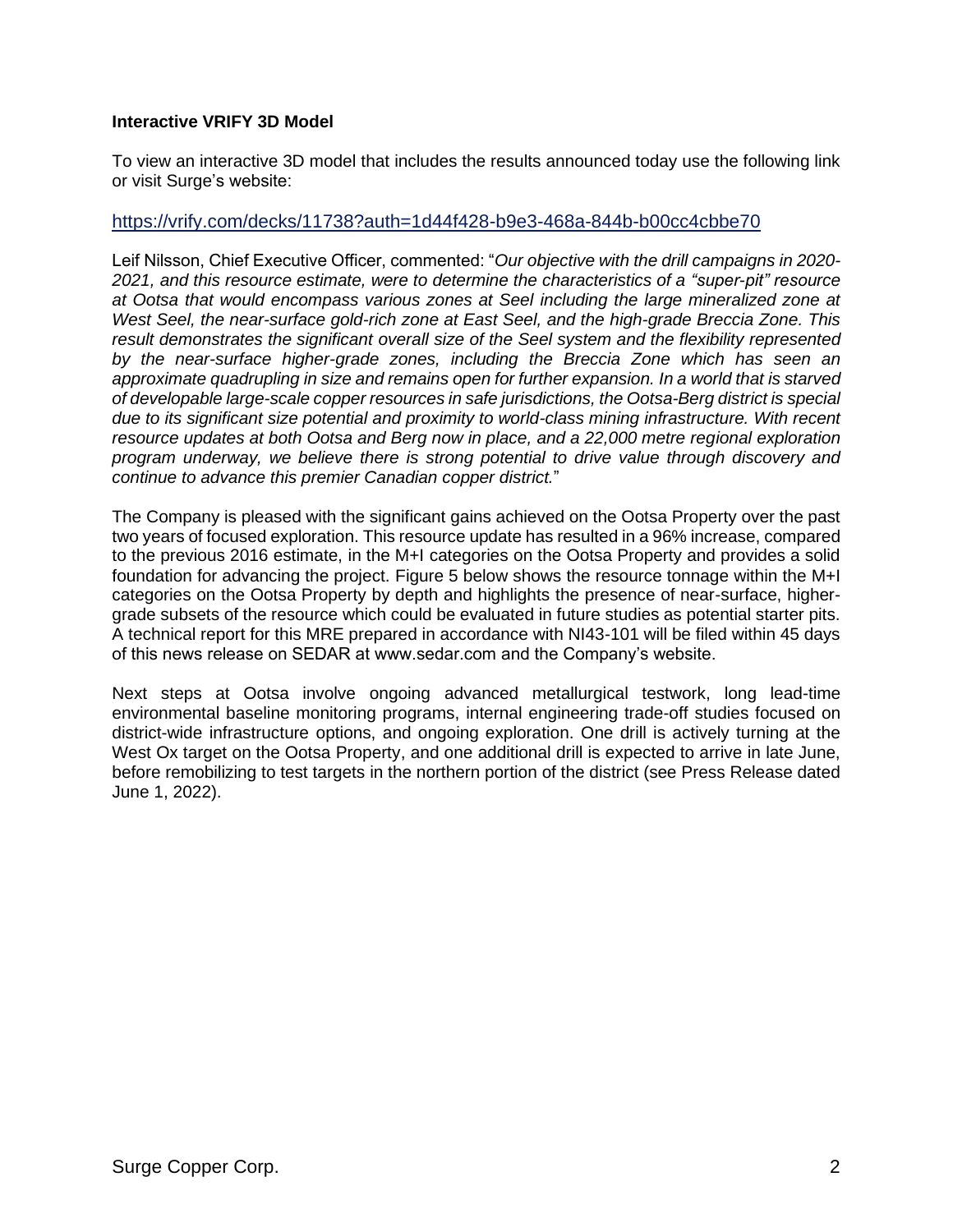**Interactive VRIFY 3D Model**

To view an interactive 3D model that includes the results announced today use the following link or visit Surge's website:

https://vrify.com/decks/11738?auth=1d44f428-b9e3-468a-844b-b00cc4cbbe70

Leif Nilsson, Chief Executive Officer, commented: "*Our objective with the drill campaigns in 2020-2021, and this resource estimate, were to determine the characteristics of a "super-pit" resource at Ootsa that would encompass various zones at Seel including the large mineralized zone at West Seel, the near-surface gold-rich zone at East Seel, and the high-grade Breccia Zone. This result demonstrates the significant overall size of the Seel system and the flexibility represented by the near-surface higher-grade zones, including the Breccia Zone which has seen an approximate quadrupling in size and remains open for further expansion. In a world that is starved of developable large-scale copper resources in safe jurisdictions, the Ootsa-Berg district is special due to its significant size potential and proximity to world-class mining infrastructure. With recent resource updates at both Ootsa and Berg now in place, and a 22,000 metre regional exploration program underway, we believe there is strong potential to drive value through discovery and continue to advance this premier Canadian copper district.*"

The Company is pleased with the significant gains achieved on the Ootsa Property over the past two years of focused exploration. This resource update has resulted in a 96% increase, compared to the previous 2016 estimate, in the M+I categories on the Ootsa Property and provides a solid foundation for advancing the project. Figure 5 below shows the resource tonnage within the M+I categories on the Ootsa Property by depth and highlights the presence of near-surface, higher-grade subsets of the resource which could be evaluated in future studies as potential starter pits. A technical report for this MRE prepared in accordance with NI43-101 will be filed within 45 days of this news release on SEDAR at www.sedar.com and the Company's website.

Next steps at Ootsa involve ongoing advanced metallurgical testwork, long lead-time environmental baseline monitoring programs, internal engineering trade-off studies focused on district-wide infrastructure options, and ongoing exploration. One drill is actively turning at the West Ox target on the Ootsa Property, and one additional drill is expected to arrive in late June, before remobilizing to test targets in the northern portion of the district (see Press Release dated June 1, 2022).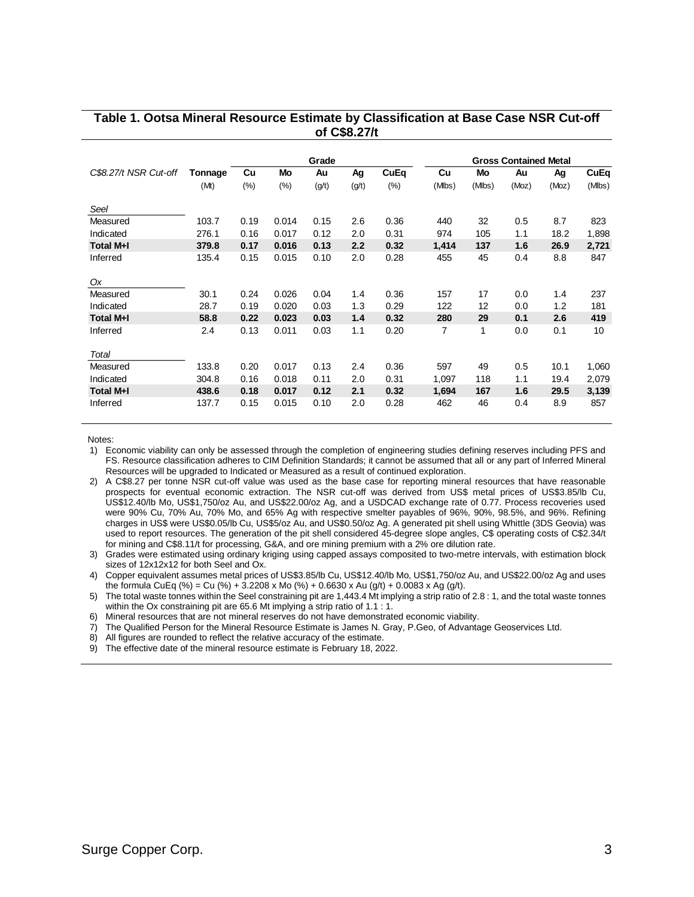**Table 1. Ootsa Mineral Resource Estimate by Classification at Base Case NSR Cut-off of C$8.27/t**

| | | Grade | | | | | Gross Contained Metal | | | | |
|---|---|---|---|---|---|---|---|---|---|---|---|
| *C$8.27/t NSR Cut-off* | **Tonnage** | **Cu** | **Mo** | **Au** | **Ag** | **CuEq** | **Cu** | **Mo** | **Au** | **Ag** | **CuEq** |
| | (Mt) | (%) | (%) | (g/t) | (g/t) | (%) | (Mlbs) | (Mlbs) | (Moz) | (Moz) | (Mlbs) |
| *Seel* | | | | | | | | | | | |
| Measured | 103.7 | 0.19 | 0.014 | 0.15 | 2.6 | 0.36 | 440 | 32 | 0.5 | 8.7 | 823 |
| Indicated | 276.1 | 0.16 | 0.017 | 0.12 | 2.0 | 0.31 | 974 | 105 | 1.1 | 18.2 | 1,898 |
| **Total M+I** | **379.8** | **0.17** | **0.016** | **0.13** | **2.2** | **0.32** | **1,414** | **137** | **1.6** | **26.9** | **2,721** |
| Inferred | 135.4 | 0.15 | 0.015 | 0.10 | 2.0 | 0.28 | 455 | 45 | 0.4 | 8.8 | 847 |
| *Ox* | | | | | | | | | | | |
| Measured | 30.1 | 0.24 | 0.026 | 0.04 | 1.4 | 0.36 | 157 | 17 | 0.0 | 1.4 | 237 |
| Indicated | 28.7 | 0.19 | 0.020 | 0.03 | 1.3 | 0.29 | 122 | 12 | 0.0 | 1.2 | 181 |
| **Total M+I** | **58.8** | **0.22** | **0.023** | **0.03** | **1.4** | **0.32** | **280** | **29** | **0.1** | **2.6** | **419** |
| Inferred | 2.4 | 0.13 | 0.011 | 0.03 | 1.1 | 0.20 | 7 | 1 | 0.0 | 0.1 | 10 |
| *Total* | | | | | | | | | | | |
| Measured | 133.8 | 0.20 | 0.017 | 0.13 | 2.4 | 0.36 | 597 | 49 | 0.5 | 10.1 | 1,060 |
| Indicated | 304.8 | 0.16 | 0.018 | 0.11 | 2.0 | 0.31 | 1,097 | 118 | 1.1 | 19.4 | 2,079 |
| **Total M+I** | **438.6** | **0.18** | **0.017** | **0.12** | **2.1** | **0.32** | **1,694** | **167** | **1.6** | **29.5** | **3,139** |
| Inferred | 137.7 | 0.15 | 0.015 | 0.10 | 2.0 | 0.28 | 462 | 46 | 0.4 | 8.9 | 857 |

Notes:

1) Economic viability can only be assessed through the completion of engineering studies defining reserves including PFS and FS. Resource classification adheres to CIM Definition Standards; it cannot be assumed that all or any part of Inferred Mineral Resources will be upgraded to Indicated or Measured as a result of continued exploration.
2) A C$8.27 per tonne NSR cut-off value was used as the base case for reporting mineral resources that have reasonable prospects for eventual economic extraction. The NSR cut-off was derived from US$ metal prices of US$3.85/lb Cu, US$12.40/lb Mo, US$1,750/oz Au, and US$22.00/oz Ag, and a USDCAD exchange rate of 0.77. Process recoveries used were 90% Cu, 70% Au, 70% Mo, and 65% Ag with respective smelter payables of 96%, 90%, 98.5%, and 96%. Refining charges in US$ were US$0.05/lb Cu, US$5/oz Au, and US$0.50/oz Ag. A generated pit shell using Whittle (3DS Geovia) was used to report resources. The generation of the pit shell considered 45-degree slope angles, C$ operating costs of C$2.34/t for mining and C$8.11/t for processing, G&A, and ore mining premium with a 2% ore dilution rate.
3) Grades were estimated using ordinary kriging using capped assays composited to two-metre intervals, with estimation block sizes of 12x12x12 for both Seel and Ox.
4) Copper equivalent assumes metal prices of US$3.85/lb Cu, US$12.40/lb Mo, US$1,750/oz Au, and US$22.00/oz Ag and uses the formula CuEq (%) = Cu (%) + 3.2208 x Mo (%) + 0.6630 x Au (g/t) + 0.0083 x Ag (g/t).
5) The total waste tonnes within the Seel constraining pit are 1,443.4 Mt implying a strip ratio of 2.8 : 1, and the total waste tonnes within the Ox constraining pit are 65.6 Mt implying a strip ratio of 1.1 : 1.
6) Mineral resources that are not mineral reserves do not have demonstrated economic viability.
7) The Qualified Person for the Mineral Resource Estimate is James N. Gray, P.Geo, of Advantage Geoservices Ltd.
8) All figures are rounded to reflect the relative accuracy of the estimate.
9) The effective date of the mineral resource estimate is February 18, 2022.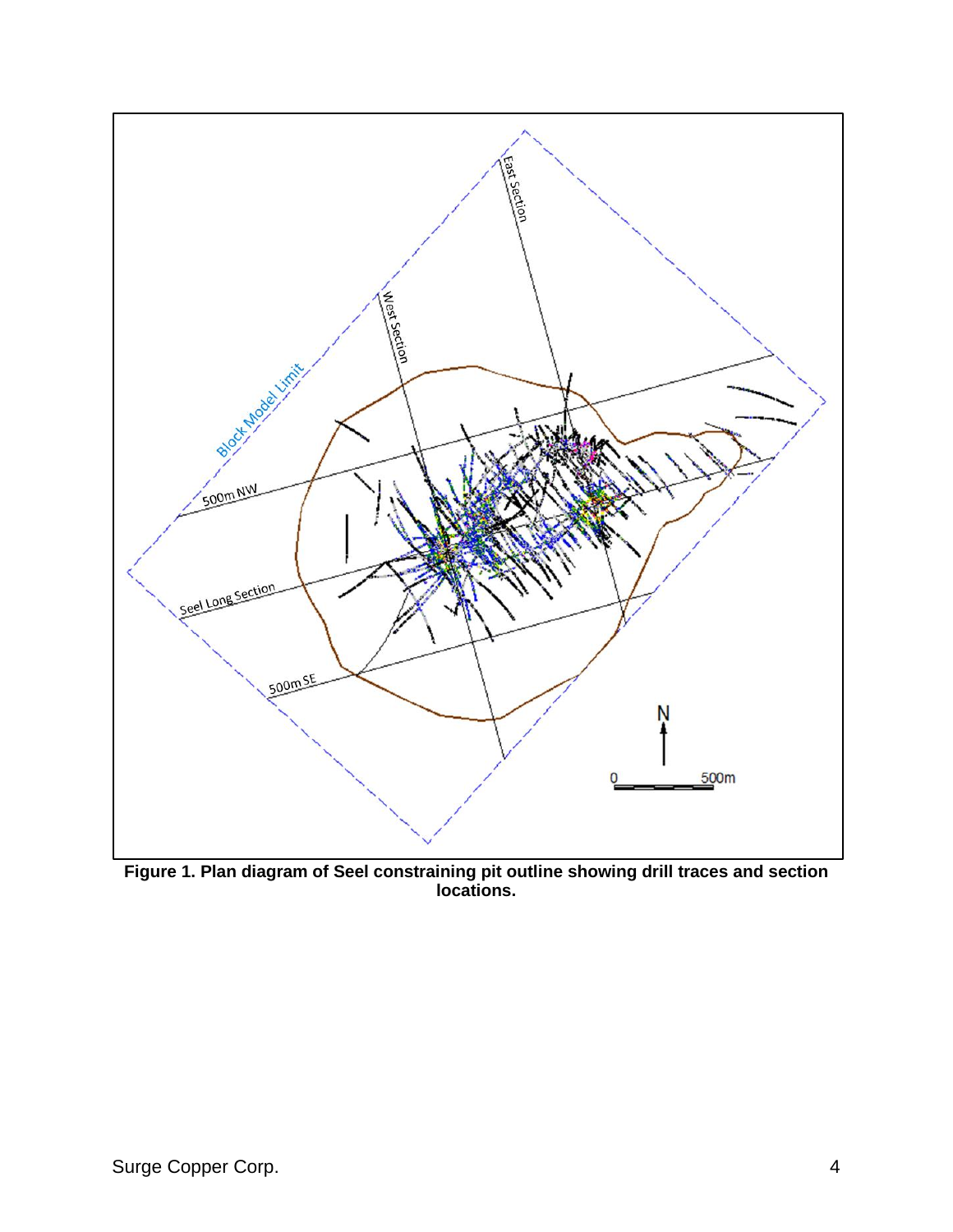**Figure 1. Plan diagram of Seel constraining pit outline showing drill traces and section locations.**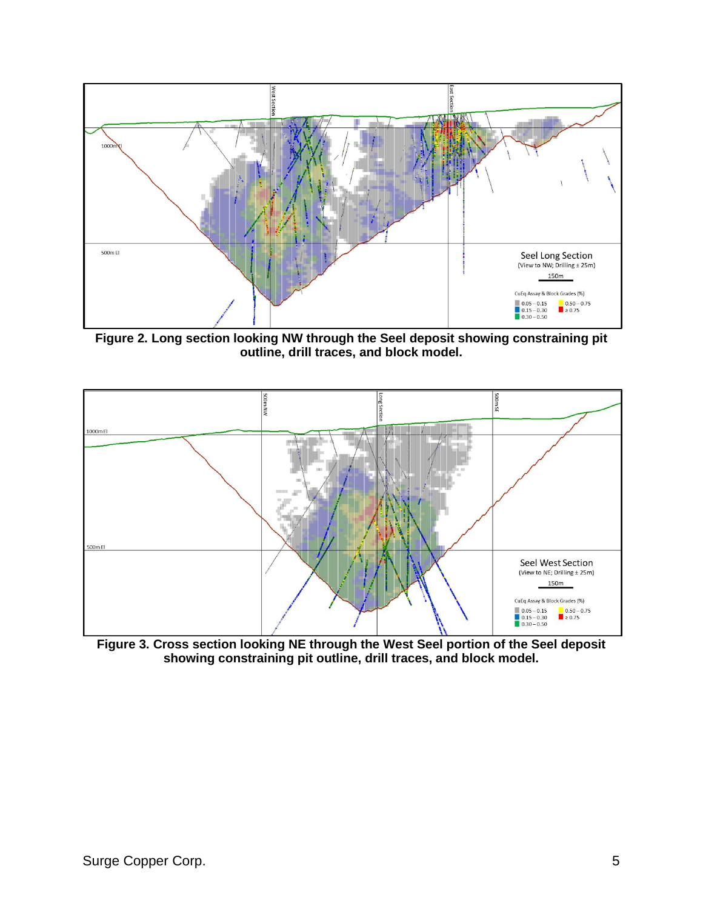**Figure 2. Long section looking NW through the Seel deposit showing constraining pit outline, drill traces, and block model.**

**Figure 3. Cross section looking NE through the West Seel portion of the Seel deposit showing constraining pit outline, drill traces, and block model.**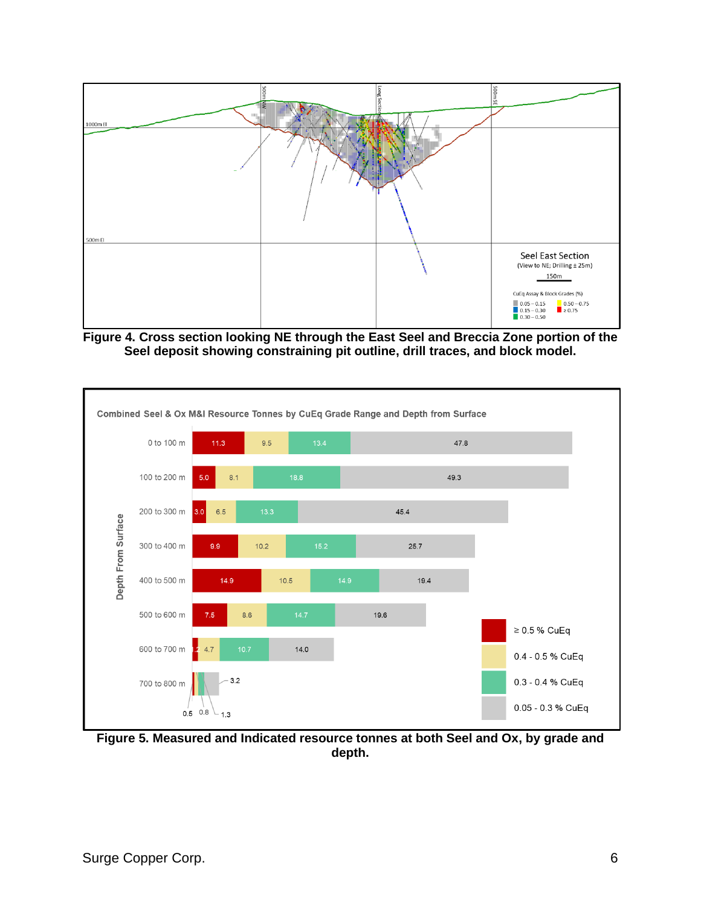Figure 4. Cross section looking NE through the East Seel and Breccia Zone portion of the Seel deposit showing constraining pit outline, drill traces, and block model.

**Combined Seel & Ox M&I Resource Tonnes by CuEq Grade Range and Depth from Surface**

| Depth From Surface | ≥ 0.5 % CuEq | 0.4 - 0.5 % CuEq | 0.3 - 0.4 % CuEq | 0.05 - 0.3 % CuEq |
|---|---|---|---|---|
| 0 to 100 m | 11.3 | 9.5 | 13.4 | 47.8 |
| 100 to 200 m | 5.0 | 8.1 | 18.8 | 49.3 |
| 200 to 300 m | 3.0 | 6.5 | 13.3 | 45.4 |
| 300 to 400 m | 9.9 | 10.2 | 15.2 | 25.7 |
| 400 to 500 m | 14.9 | 10.5 | 14.9 | 19.4 |
| 500 to 600 m | 7.5 | 8.6 | 14.7 | 19.6 |
| 600 to 700 m | 1.2 | 4.7 | 10.7 | 14.0 |
| 700 to 800 m | 0.5 | 0.8 | 1.3 | 3.2 |

Figure 5. Measured and Indicated resource tonnes at both Seel and Ox, by grade and depth.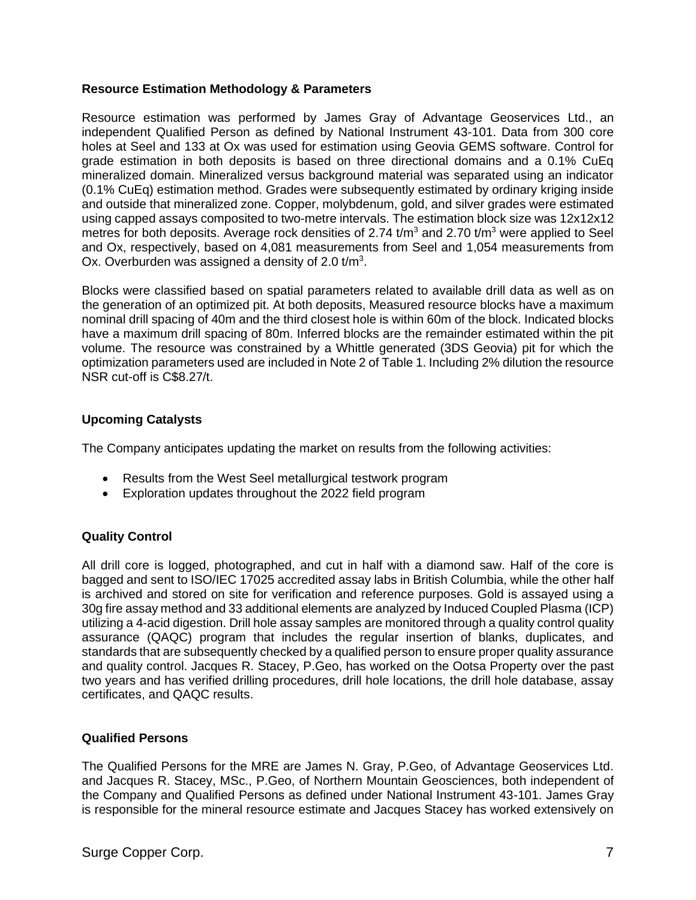**Resource Estimation Methodology & Parameters**

Resource estimation was performed by James Gray of Advantage Geoservices Ltd., an independent Qualified Person as defined by National Instrument 43-101. Data from 300 core holes at Seel and 133 at Ox was used for estimation using Geovia GEMS software. Control for grade estimation in both deposits is based on three directional domains and a 0.1% CuEq mineralized domain. Mineralized versus background material was separated using an indicator (0.1% CuEq) estimation method. Grades were subsequently estimated by ordinary kriging inside and outside that mineralized zone. Copper, molybdenum, gold, and silver grades were estimated using capped assays composited to two-metre intervals. The estimation block size was 12x12x12 metres for both deposits. Average rock densities of 2.74 t/m$^3$ and 2.70 t/m$^3$ were applied to Seel and Ox, respectively, based on 4,081 measurements from Seel and 1,054 measurements from Ox. Overburden was assigned a density of 2.0 t/m$^3$.

Blocks were classified based on spatial parameters related to available drill data as well as on the generation of an optimized pit. At both deposits, Measured resource blocks have a maximum nominal drill spacing of 40m and the third closest hole is within 60m of the block. Indicated blocks have a maximum drill spacing of 80m. Inferred blocks are the remainder estimated within the pit volume. The resource was constrained by a Whittle generated (3DS Geovia) pit for which the optimization parameters used are included in Note 2 of Table 1. Including 2% dilution the resource NSR cut-off is C$8.27/t.

**Upcoming Catalysts**

The Company anticipates updating the market on results from the following activities:

- Results from the West Seel metallurgical testwork program
- Exploration updates throughout the 2022 field program

**Quality Control**

All drill core is logged, photographed, and cut in half with a diamond saw. Half of the core is bagged and sent to ISO/IEC 17025 accredited assay labs in British Columbia, while the other half is archived and stored on site for verification and reference purposes. Gold is assayed using a 30g fire assay method and 33 additional elements are analyzed by Induced Coupled Plasma (ICP) utilizing a 4-acid digestion. Drill hole assay samples are monitored through a quality control quality assurance (QAQC) program that includes the regular insertion of blanks, duplicates, and standards that are subsequently checked by a qualified person to ensure proper quality assurance and quality control. Jacques R. Stacey, P.Geo, has worked on the Ootsa Property over the past two years and has verified drilling procedures, drill hole locations, the drill hole database, assay certificates, and QAQC results.

**Qualified Persons**

The Qualified Persons for the MRE are James N. Gray, P.Geo, of Advantage Geoservices Ltd. and Jacques R. Stacey, MSc., P.Geo, of Northern Mountain Geosciences, both independent of the Company and Qualified Persons as defined under National Instrument 43-101. James Gray is responsible for the mineral resource estimate and Jacques Stacey has worked extensively on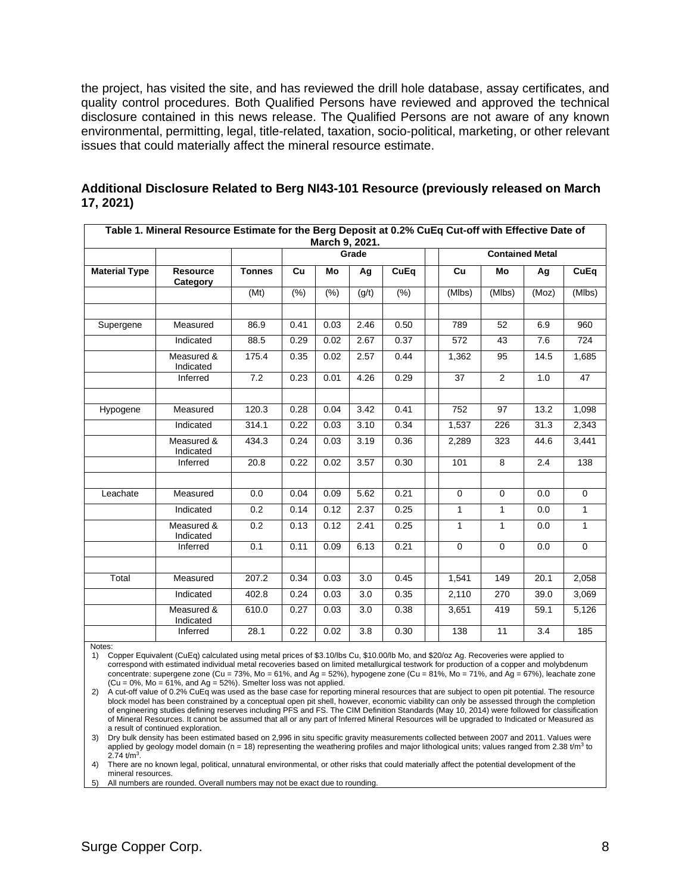the project, has visited the site, and has reviewed the drill hole database, assay certificates, and quality control procedures. Both Qualified Persons have reviewed and approved the technical disclosure contained in this news release. The Qualified Persons are not aware of any known environmental, permitting, legal, title-related, taxation, socio-political, marketing, or other relevant issues that could materially affect the mineral resource estimate.

## Additional Disclosure Related to Berg NI43-101 Resource (previously released on March 17, 2021)

**Table 1. Mineral Resource Estimate for the Berg Deposit at 0.2% CuEq Cut-off with Effective Date of March 9, 2021.**

| | | | Grade | | | | | Contained Metal | | | |
|---|---|---|---|---|---|---|---|---|---|---|---|
| **Material Type** | **Resource Category** | **Tonnes** | **Cu** | **Mo** | **Ag** | **CuEq** | | **Cu** | **Mo** | **Ag** | **CuEq** |
| | | (Mt) | (%) | (%) | (g/t) | (%) | | (Mlbs) | (Mlbs) | (Moz) | (Mlbs) |
| | | | | | | | | | | | |
| Supergene | Measured | 86.9 | 0.41 | 0.03 | 2.46 | 0.50 | | 789 | 52 | 6.9 | 960 |
| | Indicated | 88.5 | 0.29 | 0.02 | 2.67 | 0.37 | | 572 | 43 | 7.6 | 724 |
| | Measured & Indicated | 175.4 | 0.35 | 0.02 | 2.57 | 0.44 | | 1,362 | 95 | 14.5 | 1,685 |
| | Inferred | 7.2 | 0.23 | 0.01 | 4.26 | 0.29 | | 37 | 2 | 1.0 | 47 |
| | | | | | | | | | | | |
| Hypogene | Measured | 120.3 | 0.28 | 0.04 | 3.42 | 0.41 | | 752 | 97 | 13.2 | 1,098 |
| | Indicated | 314.1 | 0.22 | 0.03 | 3.10 | 0.34 | | 1,537 | 226 | 31.3 | 2,343 |
| | Measured & Indicated | 434.3 | 0.24 | 0.03 | 3.19 | 0.36 | | 2,289 | 323 | 44.6 | 3,441 |
| | Inferred | 20.8 | 0.22 | 0.02 | 3.57 | 0.30 | | 101 | 8 | 2.4 | 138 |
| | | | | | | | | | | | |
| Leachate | Measured | 0.0 | 0.04 | 0.09 | 5.62 | 0.21 | | 0 | 0 | 0.0 | 0 |
| | Indicated | 0.2 | 0.14 | 0.12 | 2.37 | 0.25 | | 1 | 1 | 0.0 | 1 |
| | Measured & Indicated | 0.2 | 0.13 | 0.12 | 2.41 | 0.25 | | 1 | 1 | 0.0 | 1 |
| | Inferred | 0.1 | 0.11 | 0.09 | 6.13 | 0.21 | | 0 | 0 | 0.0 | 0 |
| | | | | | | | | | | | |
| Total | Measured | 207.2 | 0.34 | 0.03 | 3.0 | 0.45 | | 1,541 | 149 | 20.1 | 2,058 |
| | Indicated | 402.8 | 0.24 | 0.03 | 3.0 | 0.35 | | 2,110 | 270 | 39.0 | 3,069 |
| | Measured & Indicated | 610.0 | 0.27 | 0.03 | 3.0 | 0.38 | | 3,651 | 419 | 59.1 | 5,126 |
| | Inferred | 28.1 | 0.22 | 0.02 | 3.8 | 0.30 | | 138 | 11 | 3.4 | 185 |

Notes:

1) Copper Equivalent (CuEq) calculated using metal prices of $3.10/lbs Cu, $10.00/lb Mo, and $20/oz Ag. Recoveries were applied to correspond with estimated individual metal recoveries based on limited metallurgical testwork for production of a copper and molybdenum concentrate: supergene zone (Cu = 73%, Mo = 61%, and Ag = 52%), hypogene zone (Cu = 81%, Mo = 71%, and Ag = 67%), leachate zone (Cu = 0%, Mo = 61%, and Ag = 52%). Smelter loss was not applied.
2) A cut-off value of 0.2% CuEq was used as the base case for reporting mineral resources that are subject to open pit potential. The resource block model has been constrained by a conceptual open pit shell, however, economic viability can only be assessed through the completion of engineering studies defining reserves including PFS and FS. The CIM Definition Standards (May 10, 2014) were followed for classification of Mineral Resources. It cannot be assumed that all or any part of Inferred Mineral Resources will be upgraded to Indicated or Measured as a result of continued exploration.
3) Dry bulk density has been estimated based on 2,996 in situ specific gravity measurements collected between 2007 and 2011. Values were applied by geology model domain (n = 18) representing the weathering profiles and major lithological units; values ranged from 2.38 t/m$^3$ to 2.74 t/m$^3$.
4) There are no known legal, political, unnatural environmental, or other risks that could materially affect the potential development of the mineral resources.
5) All numbers are rounded. Overall numbers may not be exact due to rounding.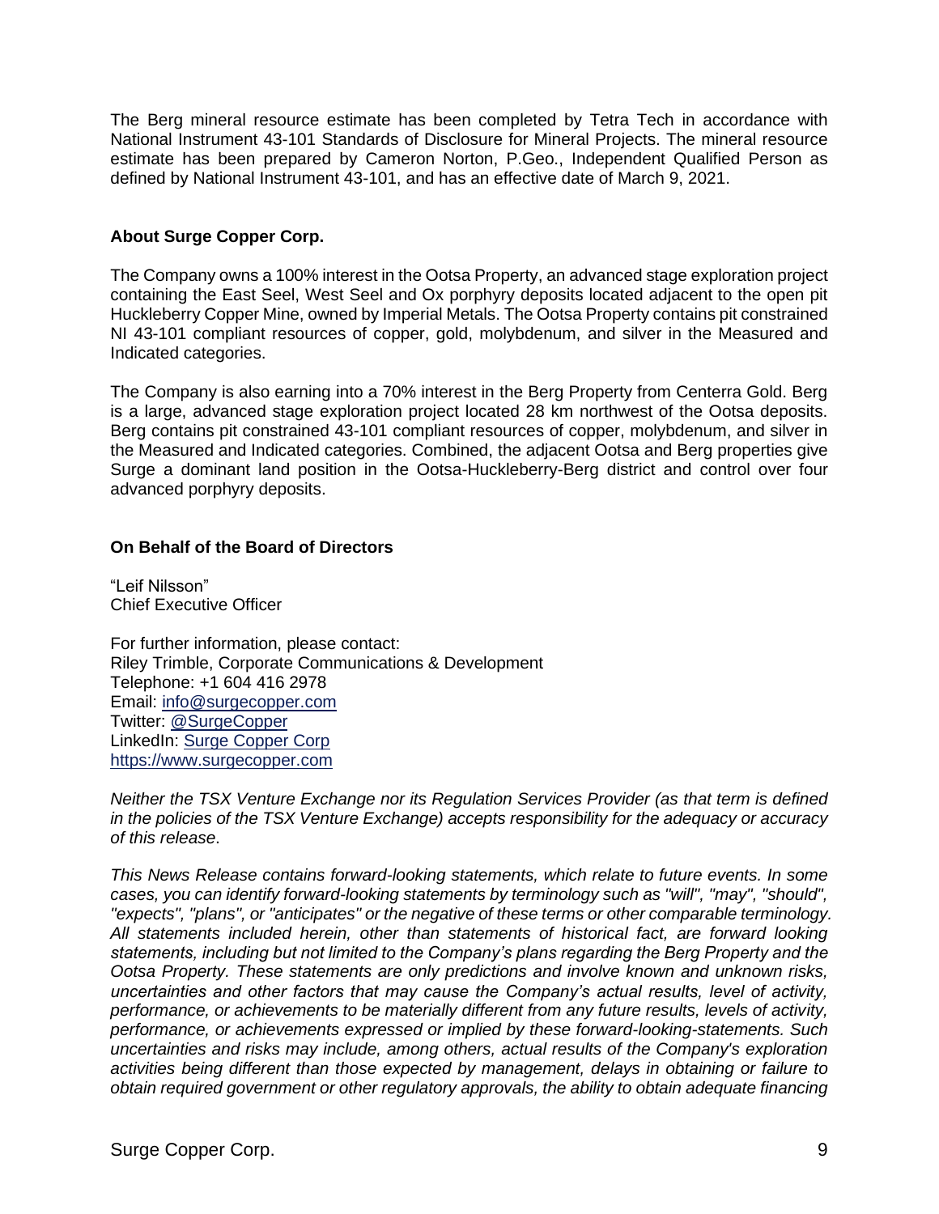The Berg mineral resource estimate has been completed by Tetra Tech in accordance with National Instrument 43-101 Standards of Disclosure for Mineral Projects. The mineral resource estimate has been prepared by Cameron Norton, P.Geo., Independent Qualified Person as defined by National Instrument 43-101, and has an effective date of March 9, 2021.

## About Surge Copper Corp.

The Company owns a 100% interest in the Ootsa Property, an advanced stage exploration project containing the East Seel, West Seel and Ox porphyry deposits located adjacent to the open pit Huckleberry Copper Mine, owned by Imperial Metals. The Ootsa Property contains pit constrained NI 43-101 compliant resources of copper, gold, molybdenum, and silver in the Measured and Indicated categories.

The Company is also earning into a 70% interest in the Berg Property from Centerra Gold. Berg is a large, advanced stage exploration project located 28 km northwest of the Ootsa deposits. Berg contains pit constrained 43-101 compliant resources of copper, molybdenum, and silver in the Measured and Indicated categories. Combined, the adjacent Ootsa and Berg properties give Surge a dominant land position in the Ootsa-Huckleberry-Berg district and control over four advanced porphyry deposits.

## On Behalf of the Board of Directors

"Leif Nilsson"
Chief Executive Officer

For further information, please contact:
Riley Trimble, Corporate Communications & Development
Telephone: +1 604 416 2978
Email: info@surgecopper.com
Twitter: @SurgeCopper
LinkedIn: Surge Copper Corp
https://www.surgecopper.com

*Neither the TSX Venture Exchange nor its Regulation Services Provider (as that term is defined in the policies of the TSX Venture Exchange) accepts responsibility for the adequacy or accuracy of this release.*

*This News Release contains forward-looking statements, which relate to future events. In some cases, you can identify forward-looking statements by terminology such as "will", "may", "should", "expects", "plans", or "anticipates" or the negative of these terms or other comparable terminology. All statements included herein, other than statements of historical fact, are forward looking statements, including but not limited to the Company's plans regarding the Berg Property and the Ootsa Property. These statements are only predictions and involve known and unknown risks, uncertainties and other factors that may cause the Company's actual results, level of activity, performance, or achievements to be materially different from any future results, levels of activity, performance, or achievements expressed or implied by these forward-looking-statements. Such uncertainties and risks may include, among others, actual results of the Company's exploration activities being different than those expected by management, delays in obtaining or failure to obtain required government or other regulatory approvals, the ability to obtain adequate financing*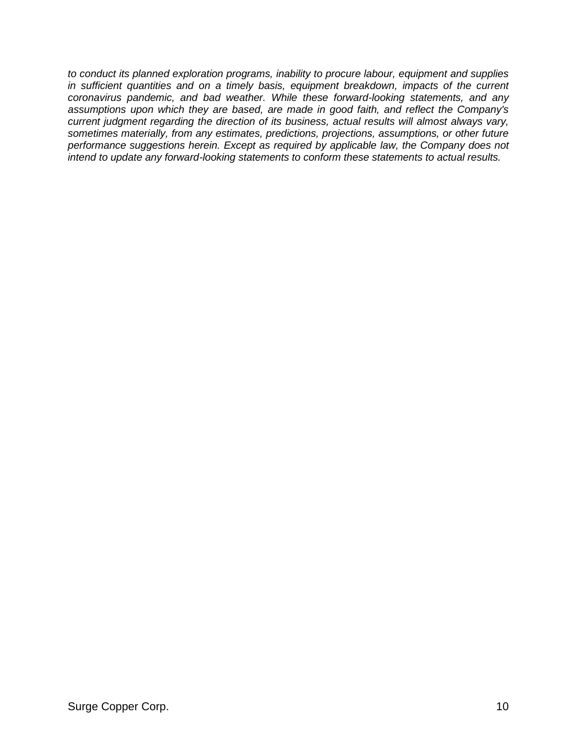*to conduct its planned exploration programs, inability to procure labour, equipment and supplies in sufficient quantities and on a timely basis, equipment breakdown, impacts of the current coronavirus pandemic, and bad weather. While these forward-looking statements, and any assumptions upon which they are based, are made in good faith, and reflect the Company's current judgment regarding the direction of its business, actual results will almost always vary, sometimes materially, from any estimates, predictions, projections, assumptions, or other future performance suggestions herein. Except as required by applicable law, the Company does not intend to update any forward-looking statements to conform these statements to actual results.*